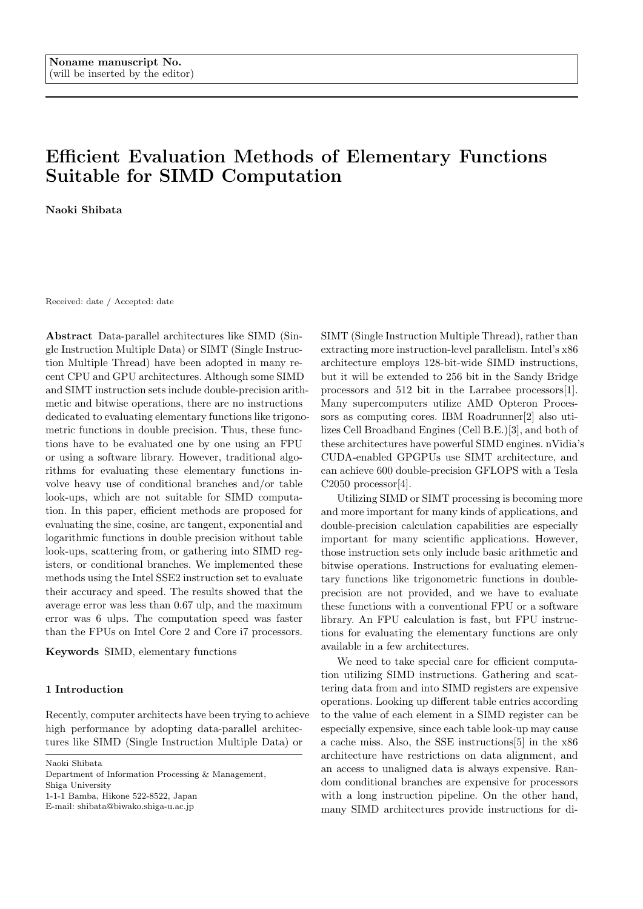Noname manuscript No.
(will be inserted by the editor)

# Efficient Evaluation Methods of Elementary Functions Suitable for SIMD Computation

**Naoki Shibata**

Received: date / Accepted: date

**Abstract** Data-parallel architectures like SIMD (Single Instruction Multiple Data) or SIMT (Single Instruction Multiple Thread) have been adopted in many recent CPU and GPU architectures. Although some SIMD and SIMT instruction sets include double-precision arithmetic and bitwise operations, there are no instructions dedicated to evaluating elementary functions like trigonometric functions in double precision. Thus, these functions have to be evaluated one by one using an FPU or using a software library. However, traditional algorithms for evaluating these elementary functions involve heavy use of conditional branches and/or table look-ups, which are not suitable for SIMD computation. In this paper, efficient methods are proposed for evaluating the sine, cosine, arc tangent, exponential and logarithmic functions in double precision without table look-ups, scattering from, or gathering into SIMD registers, or conditional branches. We implemented these methods using the Intel SSE2 instruction set to evaluate their accuracy and speed. The results showed that the average error was less than 0.67 ulp, and the maximum error was 6 ulps. The computation speed was faster than the FPUs on Intel Core 2 and Core i7 processors.

**Keywords** SIMD, elementary functions

## 1 Introduction

Recently, computer architects have been trying to achieve high performance by adopting data-parallel architectures like SIMD (Single Instruction Multiple Data) or SIMT (Single Instruction Multiple Thread), rather than extracting more instruction-level parallelism. Intel's x86 architecture employs 128-bit-wide SIMD instructions, but it will be extended to 256 bit in the Sandy Bridge processors and 512 bit in the Larrabee processors[1]. Many supercomputers utilize AMD Opteron Processors as computing cores. IBM Roadrunner[2] also utilizes Cell Broadband Engines (Cell B.E.)[3], and both of these architectures have powerful SIMD engines. nVidia's CUDA-enabled GPGPUs use SIMT architecture, and can achieve 600 double-precision GFLOPS with a Tesla C2050 processor[4].

Utilizing SIMD or SIMT processing is becoming more and more important for many kinds of applications, and double-precision calculation capabilities are especially important for many scientific applications. However, those instruction sets only include basic arithmetic and bitwise operations. Instructions for evaluating elementary functions like trigonometric functions in double-precision are not provided, and we have to evaluate these functions with a conventional FPU or a software library. An FPU calculation is fast, but FPU instructions for evaluating the elementary functions are only available in a few architectures.

We need to take special care for efficient computation utilizing SIMD instructions. Gathering and scattering data from and into SIMD registers are expensive operations. Looking up different table entries according to the value of each element in a SIMD register can be especially expensive, since each table look-up may cause a cache miss. Also, the SSE instructions[5] in the x86 architecture have restrictions on data alignment, and an access to unaligned data is always expensive. Random conditional branches are expensive for processors with a long instruction pipeline. On the other hand, many SIMD architectures provide instructions for di-

Naoki Shibata
Department of Information Processing & Management,
Shiga University
1-1-1 Bamba, Hikone 522-8522, Japan
E-mail: shibata@biwako.shiga-u.ac.jp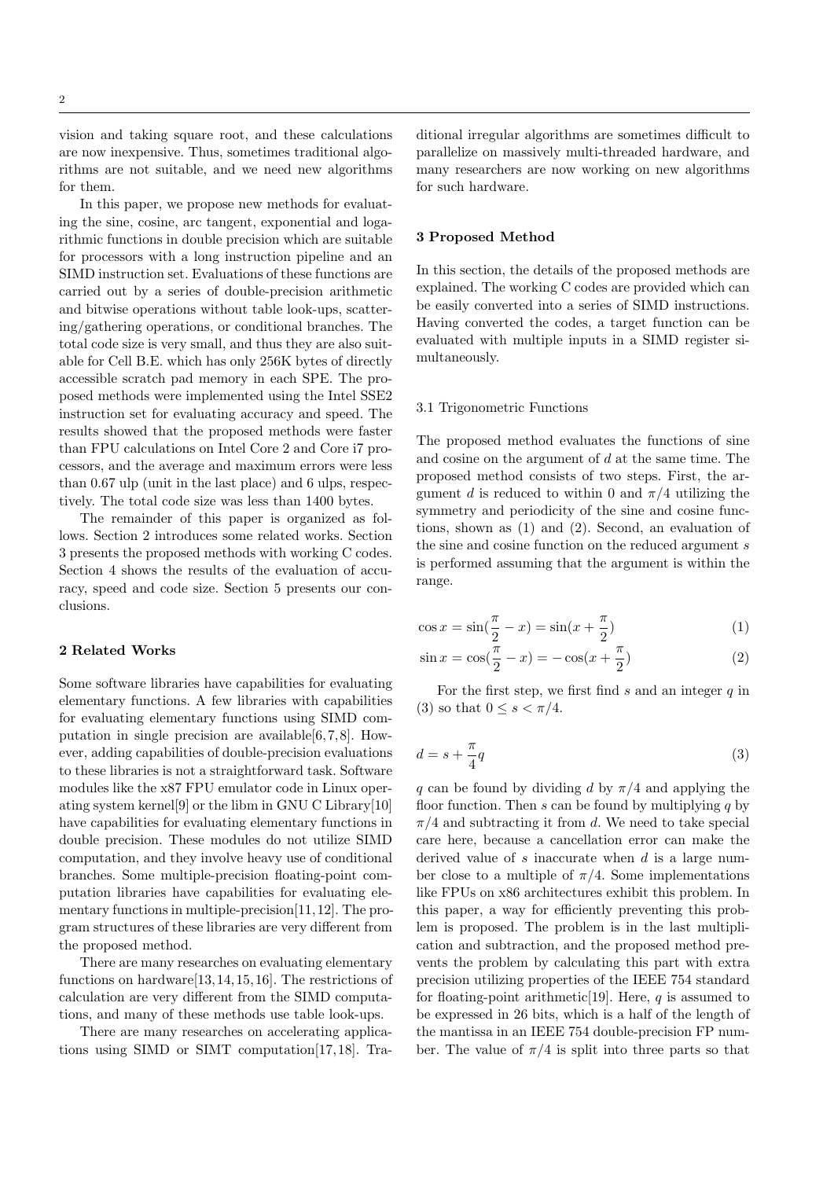vision and taking square root, and these calculations are now inexpensive. Thus, sometimes traditional algorithms are not suitable, and we need new algorithms for them.

In this paper, we propose new methods for evaluating the sine, cosine, arc tangent, exponential and logarithmic functions in double precision which are suitable for processors with a long instruction pipeline and an SIMD instruction set. Evaluations of these functions are carried out by a series of double-precision arithmetic and bitwise operations without table look-ups, scattering/gathering operations, or conditional branches. The total code size is very small, and thus they are also suitable for Cell B.E. which has only 256K bytes of directly accessible scratch pad memory in each SPE. The proposed methods were implemented using the Intel SSE2 instruction set for evaluating accuracy and speed. The results showed that the proposed methods were faster than FPU calculations on Intel Core 2 and Core i7 processors, and the average and maximum errors were less than 0.67 ulp (unit in the last place) and 6 ulps, respectively. The total code size was less than 1400 bytes.

The remainder of this paper is organized as follows. Section 2 introduces some related works. Section 3 presents the proposed methods with working C codes. Section 4 shows the results of the evaluation of accuracy, speed and code size. Section 5 presents our conclusions.

## 2 Related Works

Some software libraries have capabilities for evaluating elementary functions. A few libraries with capabilities for evaluating elementary functions using SIMD computation in single precision are available[6,7,8]. However, adding capabilities of double-precision evaluations to these libraries is not a straightforward task. Software modules like the x87 FPU emulator code in Linux operating system kernel[9] or the libm in GNU C Library[10] have capabilities for evaluating elementary functions in double precision. These modules do not utilize SIMD computation, and they involve heavy use of conditional branches. Some multiple-precision floating-point computation libraries have capabilities for evaluating elementary functions in multiple-precision[11,12]. The program structures of these libraries are very different from the proposed method.

There are many researches on evaluating elementary functions on hardware[13,14,15,16]. The restrictions of calculation are very different from the SIMD computations, and many of these methods use table look-ups.

There are many researches on accelerating applications using SIMD or SIMT computation[17,18]. Traditional irregular algorithms are sometimes difficult to parallelize on massively multi-threaded hardware, and many researchers are now working on new algorithms for such hardware.

## 3 Proposed Method

In this section, the details of the proposed methods are explained. The working C codes are provided which can be easily converted into a series of SIMD instructions. Having converted the codes, a target function can be evaluated with multiple inputs in a SIMD register simultaneously.

### 3.1 Trigonometric Functions

The proposed method evaluates the functions of sine and cosine on the argument of $d$ at the same time. The proposed method consists of two steps. First, the argument $d$ is reduced to within 0 and $\pi/4$ utilizing the symmetry and periodicity of the sine and cosine functions, shown as (1) and (2). Second, an evaluation of the sine and cosine function on the reduced argument $s$ is performed assuming that the argument is within the range.

$$\cos x = \sin(\frac{\pi}{2} - x) = \sin(x + \frac{\pi}{2}) \tag{1}$$

$$\sin x = \cos(\frac{\pi}{2} - x) = -\cos(x + \frac{\pi}{2}) \tag{2}$$

For the first step, we first find $s$ and an integer $q$ in (3) so that $0 \le s < \pi/4$.

$$d = s + \frac{\pi}{4}q \tag{3}$$

$q$ can be found by dividing $d$ by $\pi/4$ and applying the floor function. Then $s$ can be found by multiplying $q$ by $\pi/4$ and subtracting it from $d$. We need to take special care here, because a cancellation error can make the derived value of $s$ inaccurate when $d$ is a large number close to a multiple of $\pi/4$. Some implementations like FPUs on x86 architectures exhibit this problem. In this paper, a way for efficiently preventing this problem is proposed. The problem is in the last multiplication and subtraction, and the proposed method prevents the problem by calculating this part with extra precision utilizing properties of the IEEE 754 standard for floating-point arithmetic[19]. Here, $q$ is assumed to be expressed in 26 bits, which is a half of the length of the mantissa in an IEEE 754 double-precision FP number. The value of $\pi/4$ is split into three parts so that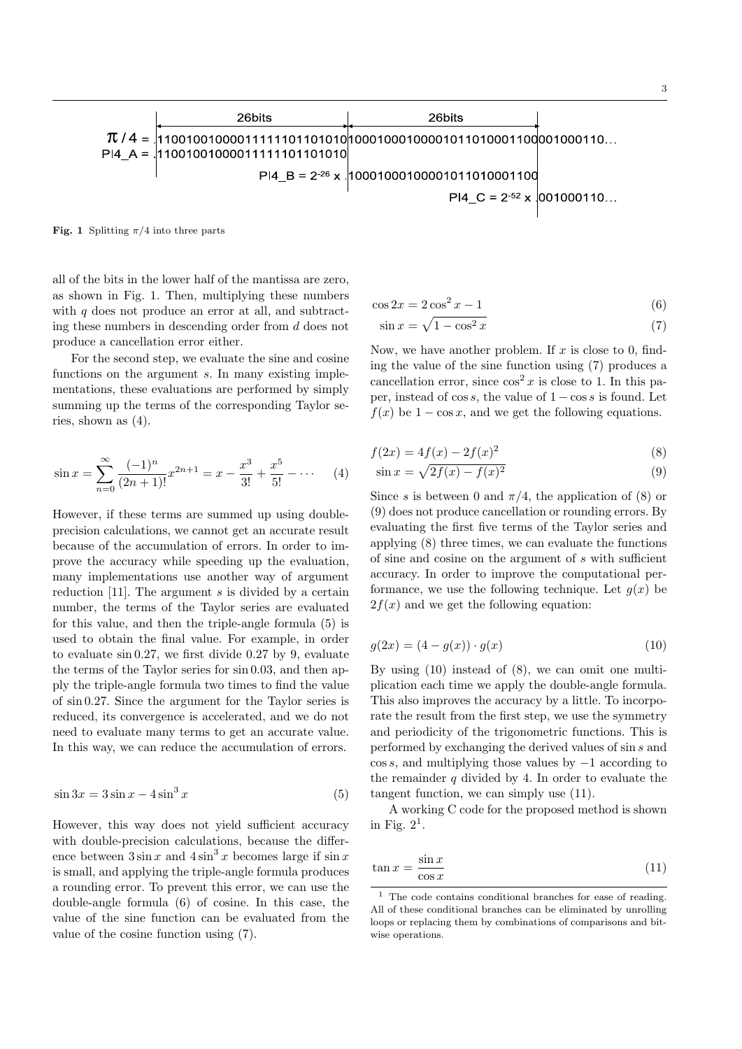$\pi / 4$ = .11001001000011111101101010|10001000100001011010001100|001000110...
PI4_A = .11001001000011111101101010
PI4_B = $2^{-26}$ x .10001000100001011010001100
PI4_C = $2^{-52}$ x .001000110...

**Fig. 1** Splitting $\pi/4$ into three parts

all of the bits in the lower half of the mantissa are zero, as shown in Fig. 1. Then, multiplying these numbers with $q$ does not produce an error at all, and subtracting these numbers in descending order from $d$ does not produce a cancellation error either.

For the second step, we evaluate the sine and cosine functions on the argument $s$. In many existing implementations, these evaluations are performed by simply summing up the terms of the corresponding Taylor series, shown as (4).

$$\sin x = \sum_{n=0}^{\infty} \frac{(-1)^n}{(2n+1)!} x^{2n+1} = x - \frac{x^3}{3!} + \frac{x^5}{5!} - \cdots \quad (4)$$

However, if these terms are summed up using double-precision calculations, we cannot get an accurate result because of the accumulation of errors. In order to improve the accuracy while speeding up the evaluation, many implementations use another way of argument reduction [11]. The argument $s$ is divided by a certain number, the terms of the Taylor series are evaluated for this value, and then the triple-angle formula (5) is used to obtain the final value. For example, in order to evaluate $\sin 0.27$, we first divide 0.27 by 9, evaluate the terms of the Taylor series for $\sin 0.03$, and then apply the triple-angle formula two times to find the value of $\sin 0.27$. Since the argument for the Taylor series is reduced, its convergence is accelerated, and we do not need to evaluate many terms to get an accurate value. In this way, we can reduce the accumulation of errors.

$$\sin 3x = 3 \sin x - 4 \sin^3 x \quad (5)$$

However, this way does not yield sufficient accuracy with double-precision calculations, because the difference between $3 \sin x$ and $4 \sin^3 x$ becomes large if $\sin x$ is small, and applying the triple-angle formula produces a rounding error. To prevent this error, we can use the double-angle formula (6) of cosine. In this case, the value of the sine function can be evaluated from the value of the cosine function using (7).

$$\cos 2x = 2 \cos^2 x - 1 \quad (6)$$

$$\sin x = \sqrt{1 - \cos^2 x} \quad (7)$$

Now, we have another problem. If $x$ is close to 0, finding the value of the sine function using (7) produces a cancellation error, since $\cos^2 x$ is close to 1. In this paper, instead of $\cos s$, the value of $1 - \cos s$ is found. Let $f(x)$ be $1 - \cos x$, and we get the following equations.

$$f(2x) = 4f(x) - 2f(x)^2 \quad (8)$$

$$\sin x = \sqrt{2f(x) - f(x)^2} \quad (9)$$

Since $s$ is between 0 and $\pi/4$, the application of (8) or (9) does not produce cancellation or rounding errors. By evaluating the first five terms of the Taylor series and applying (8) three times, we can evaluate the functions of sine and cosine on the argument of $s$ with sufficient accuracy. In order to improve the computational performance, we use the following technique. Let $g(x)$ be $2f(x)$ and we get the following equation:

$$g(2x) = (4 - g(x)) \cdot g(x) \quad (10)$$

By using (10) instead of (8), we can omit one multiplication each time we apply the double-angle formula. This also improves the accuracy by a little. To incorporate the result from the first step, we use the symmetry and periodicity of the trigonometric functions. This is performed by exchanging the derived values of $\sin s$ and $\cos s$, and multiplying those values by $-1$ according to the remainder $q$ divided by 4. In order to evaluate the tangent function, we can simply use (11).

A working C code for the proposed method is shown in Fig. 2[1].

$$\tan x = \frac{\sin x}{\cos x} \quad (11)$$

[1] The code contains conditional branches for ease of reading. All of these conditional branches can be eliminated by unrolling loops or replacing them by combinations of comparisons and bitwise operations.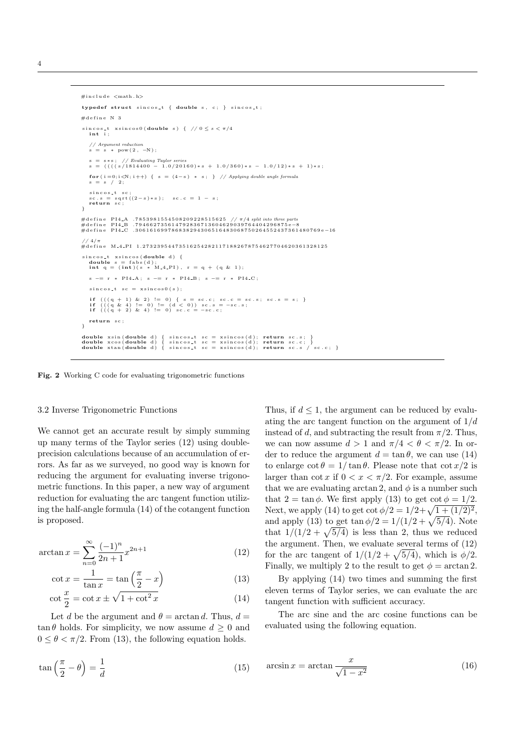```c
#include <math.h>

typedef struct sincos_t { double s, c; } sincos_t;

#define N 3

sincos_t xsincos0(double s) { // 0 ≤ s < π/4
  int i;

  // Argument reduction
  s = s * pow(2, -N);

  s = s*s; // Evaluating Taylor series
  s = ((((s/1814400 - 1.0/20160)*s + 1.0/360)*s - 1.0/12)*s + 1)*s;

  for(i=0;i<N;i++) { s = (4-s) * s; } // Applying double angle formula
  s = s / 2;

  sincos_t sc;
  sc.s = sqrt((2-s)*s);  sc.c = 1 - s;
  return sc;
}

#define PI4_A .7853981554508209228515625 // π/4 split into three parts
#define PI4_B .794662735614792836713604629039764404296875e-8
#define PI4_C .306161699786838294306516483068750264552437361480769e-16

// 4/π
#define M_4_PI 1.273239544735162542821171882678754627704620361328125

sincos_t xsincos(double d) {
  double s = fabs(d);
  int q = (int)(s * M_4_PI), r = q + (q & 1);

  s -= r * PI4_A; s -= r * PI4_B; s -= r * PI4_C;

  sincos_t sc = xsincos0(s);

  if (((q + 1) & 2) != 0) { s = sc.c; sc.c = sc.s; sc.s = s; }
  if (((q & 4) != 0) != (d < 0)) sc.s = -sc.s;
  if (((q + 2) & 4) != 0) sc.c = -sc.c;

  return sc;
}

double xsin(double d) { sincos_t sc = xsincos(d); return sc.s; }
double xcos(double d) { sincos_t sc = xsincos(d); return sc.c; }
double xtan(double d) { sincos_t sc = xsincos(d); return sc.s / sc.c; }
```

**Fig. 2** Working C code for evaluating trigonometric functions

### 3.2 Inverse Trigonometric Functions

We cannot get an accurate result by simply summing up many terms of the Taylor series (12) using double-precision calculations because of an accumulation of errors. As far as we surveyed, no good way is known for reducing the argument for evaluating inverse trigonometric functions. In this paper, a new way of argument reduction for evaluating the arc tangent function utilizing the half-angle formula (14) of the cotangent function is proposed.

$$\arctan x = \sum_{n=0}^{\infty} \frac{(-1)^n}{2n+1} x^{2n+1} \tag{12}$$

$$\cot x = \frac{1}{\tan x} = \tan\left(\frac{\pi}{2} - x\right) \tag{13}$$

$$\cot \frac{x}{2} = \cot x \pm \sqrt{1 + \cot^2 x} \tag{14}$$

Let $d$ be the argument and $\theta = \arctan d$. Thus, $d = \tan\theta$ holds. For simplicity, we now assume $d \geq 0$ and $0 \leq \theta < \pi/2$. From (13), the following equation holds.

$$\tan\left(\frac{\pi}{2} - \theta\right) = \frac{1}{d} \tag{15}$$

Thus, if $d \leq 1$, the argument can be reduced by evaluating the arc tangent function on the argument of $1/d$ instead of $d$, and subtracting the result from $\pi/2$. Thus, we can now assume $d > 1$ and $\pi/4 < \theta < \pi/2$. In order to reduce the argument $d = \tan\theta$, we can use (14) to enlarge $\cot\theta = 1/\tan\theta$. Please note that $\cot x/2$ is larger than $\cot x$ if $0 < x < \pi/2$. For example, assume that we are evaluating $\arctan 2$, and $\phi$ is a number such that $2 = \tan\phi$. We first apply (13) to get $\cot\phi = 1/2$. Next, we apply (14) to get $\cot\phi/2 = 1/2 + \sqrt{1 + (1/2)^2}$, and apply (13) to get $\tan\phi/2 = 1/(1/2 + \sqrt{5/4})$. Note that $1/(1/2 + \sqrt{5/4})$ is less than 2, thus we reduced the argument. Then, we evaluate several terms of (12) for the arc tangent of $1/(1/2 + \sqrt{5/4})$, which is $\phi/2$. Finally, we multiply 2 to the result to get $\phi = \arctan 2$.

By applying (14) two times and summing the first eleven terms of Taylor series, we can evaluate the arc tangent function with sufficient accuracy.

The arc sine and the arc cosine functions can be evaluated using the following equation.

$$\arcsin x = \arctan \frac{x}{\sqrt{1 - x^2}} \tag{16}$$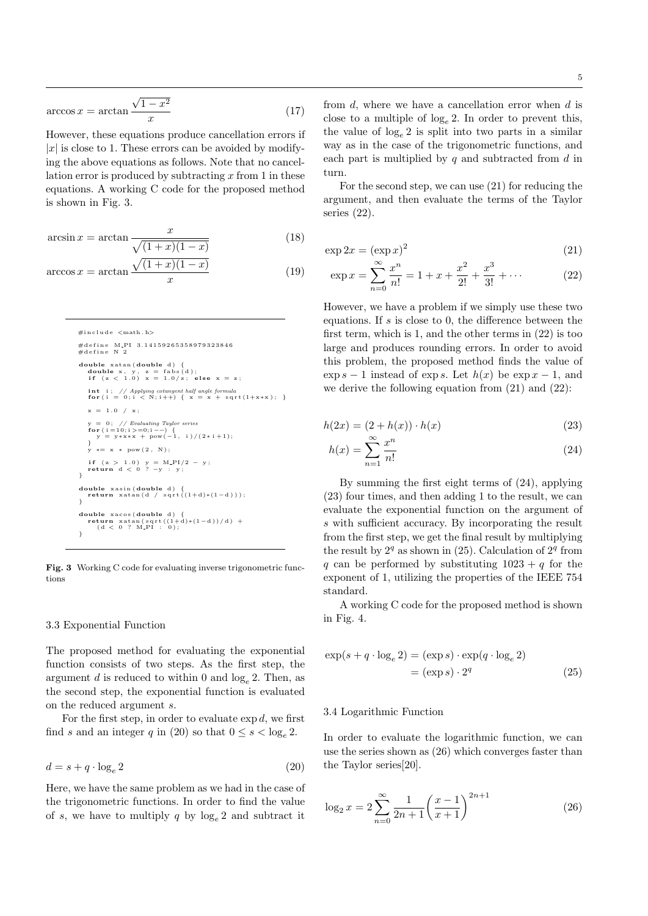$$\arccos x = \arctan \frac{\sqrt{1-x^2}}{x} \tag{17}$$

However, these equations produce cancellation errors if $|x|$ is close to 1. These errors can be avoided by modifying the above equations as follows. Note that no cancellation error is produced by subtracting $x$ from 1 in these equations. A working C code for the proposed method is shown in Fig. 3.

$$\arcsin x = \arctan \frac{x}{\sqrt{(1+x)(1-x)}} \tag{18}$$

$$\arccos x = \arctan \frac{\sqrt{(1+x)(1-x)}}{x} \tag{19}$$

```c
#include <math.h>

#define M_PI 3.14159265358979323846
#define N 2

double xatan(double d) {
  double x, y, z = fabs(d);
  if (z < 1.0) x = 1.0/z; else x = z;

  int i; // Applying cotangent half angle formula
  for(i = 0; i < N; i++) { x = x + sqrt(1+x*x); }

  x = 1.0 / x;

  y = 0; // Evaluating Taylor series
  for(i=10;i>=0;i--) {
    y = y*x*x + pow(-1, i)/(2*i+1);
  }
  y *= x * pow(2, N);

  if (z > 1.0) y = M_PI/2 - y;
  return d < 0 ? -y : y;
}

double xasin(double d) {
  return xatan(d / sqrt((1+d)*(1-d)));
}

double xacos(double d) {
  return xatan(sqrt((1+d)*(1-d))/d) +
    (d < 0 ? M_PI : 0);
}
```

**Fig. 3** Working C code for evaluating inverse trigonometric functions

### 3.3 Exponential Function

The proposed method for evaluating the exponential function consists of two steps. As the first step, the argument $d$ is reduced to within 0 and $\log_e 2$. Then, as the second step, the exponential function is evaluated on the reduced argument $s$.

For the first step, in order to evaluate $\exp d$, we first find $s$ and an integer $q$ in (20) so that $0 \le s < \log_e 2$.

$$d = s + q \cdot \log_e 2 \tag{20}$$

Here, we have the same problem as we had in the case of the trigonometric functions. In order to find the value of $s$, we have to multiply $q$ by $\log_e 2$ and subtract it from $d$, where we have a cancellation error when $d$ is close to a multiple of $\log_e 2$. In order to prevent this, the value of $\log_e 2$ is split into two parts in a similar way as in the case of the trigonometric functions, and each part is multiplied by $q$ and subtracted from $d$ in turn.

For the second step, we can use (21) for reducing the argument, and then evaluate the terms of the Taylor series (22).

$$\exp 2x = (\exp x)^2 \tag{21}$$

$$\exp x = \sum_{n=0}^{\infty} \frac{x^n}{n!} = 1 + x + \frac{x^2}{2!} + \frac{x^3}{3!} + \cdots \tag{22}$$

However, we have a problem if we simply use these two equations. If $s$ is close to 0, the difference between the first term, which is 1, and the other terms in (22) is too large and produces rounding errors. In order to avoid this problem, the proposed method finds the value of $\exp s - 1$ instead of $\exp s$. Let $h(x)$ be $\exp x - 1$, and we derive the following equation from (21) and (22):

$$h(2x) = (2 + h(x)) \cdot h(x) \tag{23}$$

$$h(x) = \sum_{n=1}^{\infty} \frac{x^n}{n!} \tag{24}$$

By summing the first eight terms of (24), applying (23) four times, and then adding 1 to the result, we can evaluate the exponential function on the argument of $s$ with sufficient accuracy. By incorporating the result from the first step, we get the final result by multiplying the result by $2^q$ as shown in (25). Calculation of $2^q$ from $q$ can be performed by substituting $1023 + q$ for the exponent of 1, utilizing the properties of the IEEE 754 standard.

A working C code for the proposed method is shown in Fig. 4.

$$\begin{aligned} \exp(s + q \cdot \log_e 2) &= (\exp s) \cdot \exp(q \cdot \log_e 2) \\ &= (\exp s) \cdot 2^q \end{aligned} \tag{25}$$

### 3.4 Logarithmic Function

In order to evaluate the logarithmic function, we can use the series shown as (26) which converges faster than the Taylor series[20].

$$\log_2 x = 2 \sum_{n=0}^{\infty} \frac{1}{2n+1} \left( \frac{x-1}{x+1} \right)^{2n+1} \tag{26}$$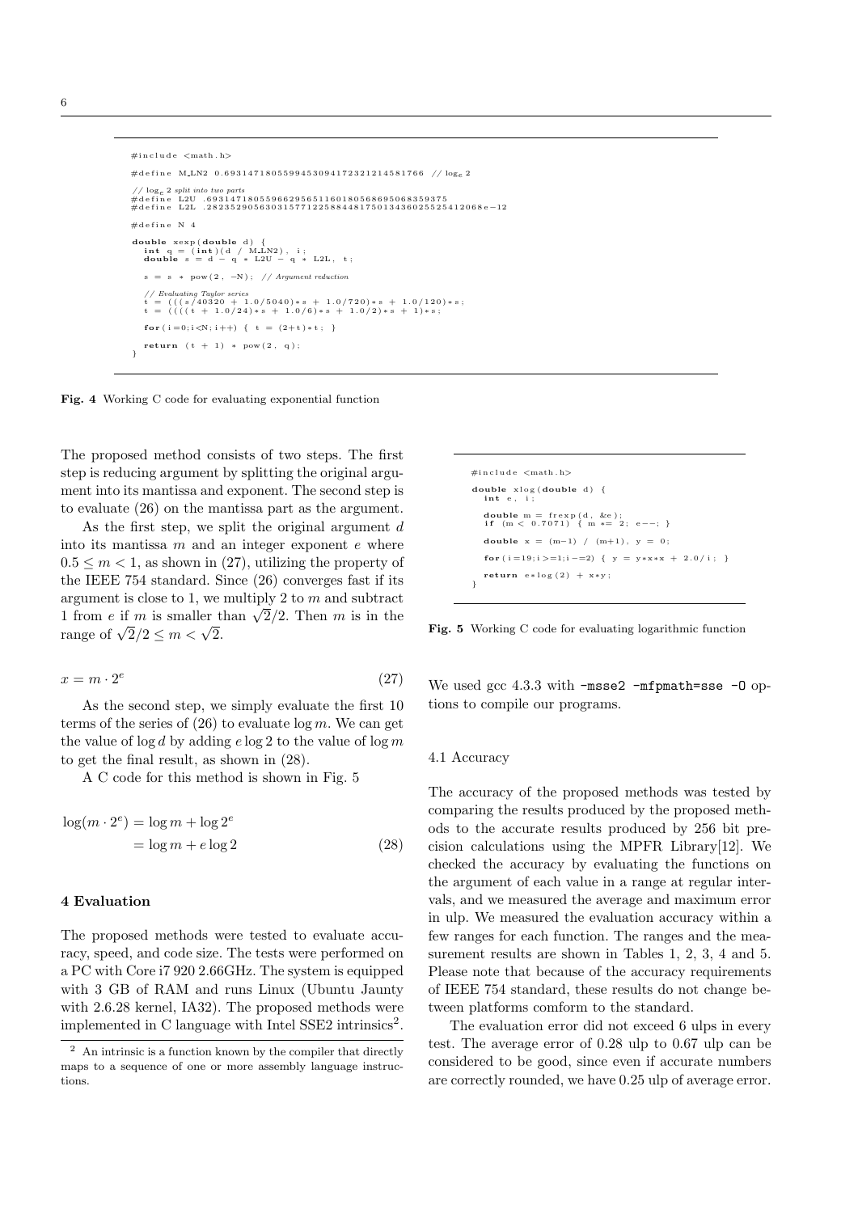```c
#include <math.h>

#define M_LN2 0.693147180559945309417232121458176568 // log_e 2

// log_e 2 split into two parts
#define L2U .69314718055966295651160180568695068359375
#define L2L .28235290563031577122588448175013436025525412068e-12

#define N 4

double xexp(double d) {
  int q = (int)(d / M_LN2), i;
  double s = d - q * L2U - q * L2L, t;

  s = s * pow(2, -N); // Argument reduction

  // Evaluating Taylor series
  t = (((s/40320 + 1.0/5040)*s + 1.0/720)*s + 1.0/120)*s;
  t = ((((t + 1.0/24)*s + 1.0/6)*s + 1.0/2)*s + 1)*s;

  for(i=0;i<N;i++) { t = (2+t)*t; }

  return (t + 1) * pow(2, q);
}
```

**Fig. 4** Working C code for evaluating exponential function

The proposed method consists of two steps. The first step is reducing argument by splitting the original argument into its mantissa and exponent. The second step is to evaluate (26) on the mantissa part as the argument.

As the first step, we split the original argument $d$ into its mantissa $m$ and an integer exponent $e$ where $0.5 \leq m < 1$, as shown in (27), utilizing the property of the IEEE 754 standard. Since (26) converges fast if its argument is close to 1, we multiply 2 to $m$ and subtract 1 from $e$ if $m$ is smaller than $\sqrt{2}/2$. Then $m$ is in the range of $\sqrt{2}/2 \leq m < \sqrt{2}$.

$$x = m \cdot 2^e \tag{27}$$

As the second step, we simply evaluate the first 10 terms of the series of (26) to evaluate $\log m$. We can get the value of $\log d$ by adding $e \log 2$ to the value of $\log m$ to get the final result, as shown in (28).

A C code for this method is shown in Fig. 5

$$\begin{aligned} \log(m \cdot 2^e) &= \log m + \log 2^e \\ &= \log m + e \log 2 \end{aligned} \tag{28}$$

```c
#include <math.h>

double xlog(double d) {
  int e, i;

  double m = frexp(d, &e);
  if (m < 0.7071) { m *= 2; e--; }

  double x = (m-1) / (m+1), y = 0;

  for(i=19;i>=1;i-=2) { y = y*x*x + 2.0/i; }

  return e*log(2) + x*y;
}
```

**Fig. 5** Working C code for evaluating logarithmic function

## 4 Evaluation

The proposed methods were tested to evaluate accuracy, speed, and code size. The tests were performed on a PC with Core i7 920 2.66GHz. The system is equipped with 3 GB of RAM and runs Linux (Ubuntu Jaunty with 2.6.28 kernel, IA32). The proposed methods were implemented in C language with Intel SSE2 intrinsics[2].

We used gcc 4.3.3 with `-msse2 -mfpmath=sse -O` options to compile our programs.

### 4.1 Accuracy

The accuracy of the proposed methods was tested by comparing the results produced by the proposed methods to the accurate results produced by 256 bit precision calculations using the MPFR Library[12]. We checked the accuracy by evaluating the functions on the argument of each value in a range at regular intervals, and we measured the average and maximum error in ulp. We measured the evaluation accuracy within a few ranges for each function. The ranges and the measurement results are shown in Tables 1, 2, 3, 4 and 5. Please note that because of the accuracy requirements of IEEE 754 standard, these results do not change between platforms comform to the standard.

The evaluation error did not exceed 6 ulps in every test. The average error of 0.28 ulp to 0.67 ulp can be considered to be good, since even if accurate numbers are correctly rounded, we have 0.25 ulp of average error.

[2] An intrinsic is a function known by the compiler that directly maps to a sequence of one or more assembly language instructions.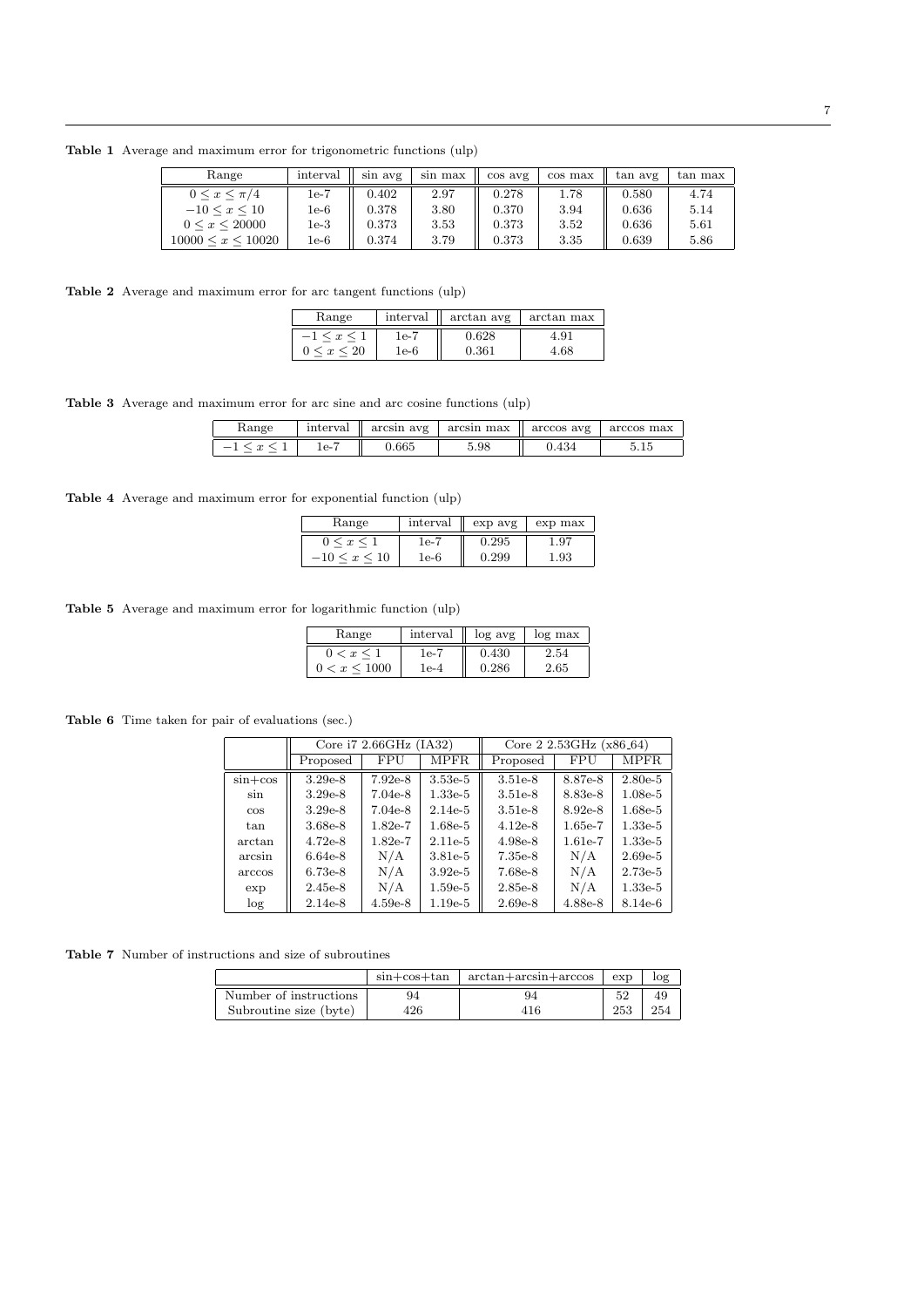**Table 1** Average and maximum error for trigonometric functions (ulp)

| Range | interval | sin avg | sin max | cos avg | cos max | tan avg | tan max |
|---|---|---|---|---|---|---|---|
| $0 \le x \le \pi/4$ | 1e-7 | 0.402 | 2.97 | 0.278 | 1.78 | 0.580 | 4.74 |
| $-10 \le x \le 10$ | 1e-6 | 0.378 | 3.80 | 0.370 | 3.94 | 0.636 | 5.14 |
| $0 \le x \le 20000$ | 1e-3 | 0.373 | 3.53 | 0.373 | 3.52 | 0.636 | 5.61 |
| $10000 \le x \le 10020$ | 1e-6 | 0.374 | 3.79 | 0.373 | 3.35 | 0.639 | 5.86 |

**Table 2** Average and maximum error for arc tangent functions (ulp)

| Range | interval | arctan avg | arctan max |
|---|---|---|---|
| $-1 \le x \le 1$ | 1e-7 | 0.628 | 4.91 |
| $0 \le x \le 20$ | 1e-6 | 0.361 | 4.68 |

**Table 3** Average and maximum error for arc sine and arc cosine functions (ulp)

| Range | interval | arcsin avg | arcsin max | arccos avg | arccos max |
|---|---|---|---|---|---|
| $-1 \le x \le 1$ | 1e-7 | 0.665 | 5.98 | 0.434 | 5.15 |

**Table 4** Average and maximum error for exponential function (ulp)

| Range | interval | exp avg | exp max |
|---|---|---|---|
| $0 \le x \le 1$ | 1e-7 | 0.295 | 1.97 |
| $-10 \le x \le 10$ | 1e-6 | 0.299 | 1.93 |

**Table 5** Average and maximum error for logarithmic function (ulp)

| Range | interval | log avg | log max |
|---|---|---|---|
| $0 < x \le 1$ | 1e-7 | 0.430 | 2.54 |
| $0 < x \le 1000$ | 1e-4 | 0.286 | 2.65 |

**Table 6** Time taken for pair of evaluations (sec.)

| | Core i7 2.66GHz (IA32) | | | Core 2 2.53GHz (x86_64) | | |
|---|---|---|---|---|---|---|
| | Proposed | FPU | MPFR | Proposed | FPU | MPFR |
| sin+cos | 3.29e-8 | 7.92e-8 | 3.53e-5 | 3.51e-8 | 8.87e-8 | 2.80e-5 |
| sin | 3.29e-8 | 7.04e-8 | 1.33e-5 | 3.51e-8 | 8.83e-8 | 1.08e-5 |
| cos | 3.29e-8 | 7.04e-8 | 2.14e-5 | 3.51e-8 | 8.92e-8 | 1.68e-5 |
| tan | 3.68e-8 | 1.82e-7 | 1.68e-5 | 4.12e-8 | 1.65e-7 | 1.33e-5 |
| arctan | 4.72e-8 | 1.82e-7 | 2.11e-5 | 4.98e-8 | 1.61e-7 | 1.33e-5 |
| arcsin | 6.64e-8 | N/A | 3.81e-5 | 7.35e-8 | N/A | 2.69e-5 |
| arccos | 6.73e-8 | N/A | 3.92e-5 | 7.68e-8 | N/A | 2.73e-5 |
| exp | 2.45e-8 | N/A | 1.59e-5 | 2.85e-8 | N/A | 1.33e-5 |
| log | 2.14e-8 | 4.59e-8 | 1.19e-5 | 2.69e-8 | 4.88e-8 | 8.14e-6 |

**Table 7** Number of instructions and size of subroutines

| | sin+cos+tan | arctan+arcsin+arccos | exp | log |
|---|---|---|---|---|
| Number of instructions | 94 | 94 | 52 | 49 |
| Subroutine size (byte) | 426 | 416 | 253 | 254 |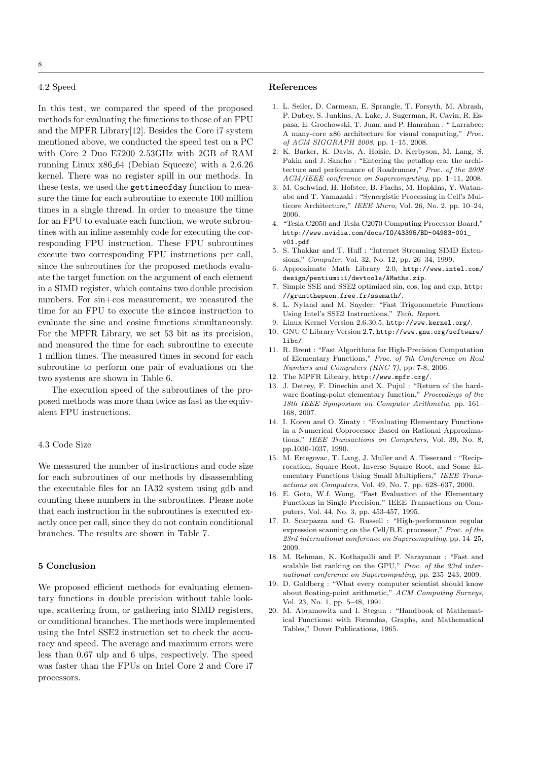### 4.2 Speed

In this test, we compared the speed of the proposed methods for evaluating the functions to those of an FPU and the MPFR Library[12]. Besides the Core i7 system mentioned above, we conducted the speed test on a PC with Core 2 Duo E7200 2.53GHz with 2GB of RAM running Linux x86_64 (Debian Squeeze) with a 2.6.26 kernel. There was no register spill in our methods. In these tests, we used the `gettimeofday` function to measure the time for each subroutine to execute 100 million times in a single thread. In order to measure the time for an FPU to evaluate each function, we wrote subroutines with an inline assembly code for executing the corresponding FPU instruction. These FPU subroutines execute two corresponding FPU instructions per call, since the subroutines for the proposed methods evaluate the target function on the argument of each element in a SIMD register, which contains two double precision numbers. For sin+cos measurement, we measured the time for an FPU to execute the `sincos` instruction to evaluate the sine and cosine functions simultaneously. For the MPFR Library, we set 53 bit as its precision, and measured the time for each subroutine to execute 1 million times. The measured times in second for each subroutine to perform one pair of evaluations on the two systems are shown in Table 6.

The execution speed of the subroutines of the proposed methods was more than twice as fast as the equivalent FPU instructions.

### 4.3 Code Size

We measured the number of instructions and code size for each subroutines of our methods by disassembling the executable files for an IA32 system using gdb and counting these numbers in the subroutines. Please note that each instruction in the subroutines is executed exactly once per call, since they do not contain conditional branches. The results are shown in Table 7.

## 5 Conclusion

We proposed efficient methods for evaluating elementary functions in double precision without table lookups, scattering from, or gathering into SIMD registers, or conditional branches. The methods were implemented using the Intel SSE2 instruction set to check the accuracy and speed. The average and maximum errors were less than 0.67 ulp and 6 ulps, respectively. The speed was faster than the FPUs on Intel Core 2 and Core i7 processors.

## References

1. L. Seiler, D. Carmean, E. Sprangle, T. Forsyth, M. Abrash, P. Dubey, S. Junkins, A. Lake, J. Sugerman, R. Cavin, R. Espasa, E. Grochowski, T. Juan, and P. Hanrahan : " Larrabee: A many-core x86 architecture for visual computing," *Proc. of ACM SIGGRAPH 2008*, pp. 1–15, 2008.
2. K. Barker, K. Davis, A. Hoisie, D. Kerbyson, M. Lang, S. Pakin and J. Sancho : "Entering the petaflop era: the architecture and performance of Roadrunner," *Proc. of the 2008 ACM/IEEE conference on Supercomputing*, pp. 1–11, 2008.
3. M. Gschwind, H. Hofstee, B. Flachs, M. Hopkins, Y. Watanabe and T. Yamazaki : "Synergistic Processing in Cell's Multicore Architecture," *IEEE Micro*, Vol. 26, No. 2, pp. 10–24, 2006.
4. "Tesla C2050 and Tesla C2070 Computing Processor Board," `http://www.nvidia.com/docs/IO/43395/BD-04983-001_v01.pdf`
5. S. Thakkar and T. Huff : "Internet Streaming SIMD Extensions," *Computer*, Vol. 32, No. 12, pp. 26–34, 1999.
6. Approximate Math Library 2.0, `http://www.intel.com/design/pentiumiii/devtools/AMaths.zip`.
7. Simple SSE and SSE2 optimized sin, cos, log and exp, `http://gruntthepeon.free.fr/ssemath/`.
8. L. Nyland and M. Snyder: "Fast Trigonometric Functions Using Intel's SSE2 Instructions," *Tech. Report*.
9. Linux Kernel Version 2.6.30.5, `http://www.kernel.org/`.
10. GNU C Library Version 2.7, `http://www.gnu.org/software/libc/`.
11. R. Brent : "Fast Algorithms for High-Precision Computation of Elementary Functions," *Proc. of 7th Conference on Real Numbers and Computers (RNC 7)*, pp. 7-8, 2006.
12. The MPFR Library, `http://www.mpfr.org/`.
13. J. Detrey, F. Dinechin and X. Pujul : "Return of the hardware floating-point elementary function," *Proceedings of the 18th IEEE Symposium on Computer Arithmetic*, pp. 161–168, 2007.
14. I. Koren and O. Zinaty : "Evaluating Elementary Functions in a Numerical Coprocessor Based on Rational Approximations," *IEEE Transactions on Computers*, Vol. 39, No. 8, pp.1030-1037, 1990.
15. M. Ercegovac, T. Lang, J. Muller and A. Tisserand : "Reciprocation, Square Root, Inverse Square Root, and Some Elementary Functions Using Small Multipliers," *IEEE Transactions on Computers*, Vol. 49, No. 7, pp. 628–637, 2000.
16. E. Goto, W.f. Wong, "Fast Evaluation of the Elementary Functions in Single Precision," IEEE Transactions on Computers, Vol. 44, No. 3, pp. 453-457, 1995.
17. D. Scarpazza and G. Russell : "High-performance regular expression scanning on the Cell/B.E. processor," *Proc. of the 23rd international conference on Supercomputing*, pp. 14–25, 2009.
18. M. Rehman, K. Kothapalli and P. Narayanan : "Fast and scalable list ranking on the GPU," *Proc. of the 23rd international conference on Supercomputing*, pp. 235–243, 2009.
19. D. Goldberg : "What every computer scientist should know about floating-point arithmetic," *ACM Computing Surveys*, Vol. 23, No. 1, pp. 5–48, 1991.
20. M. Abramowitz and I. Stegun : "Handbook of Mathematical Functions: with Formulas, Graphs, and Mathematical Tables," Dover Publications, 1965.